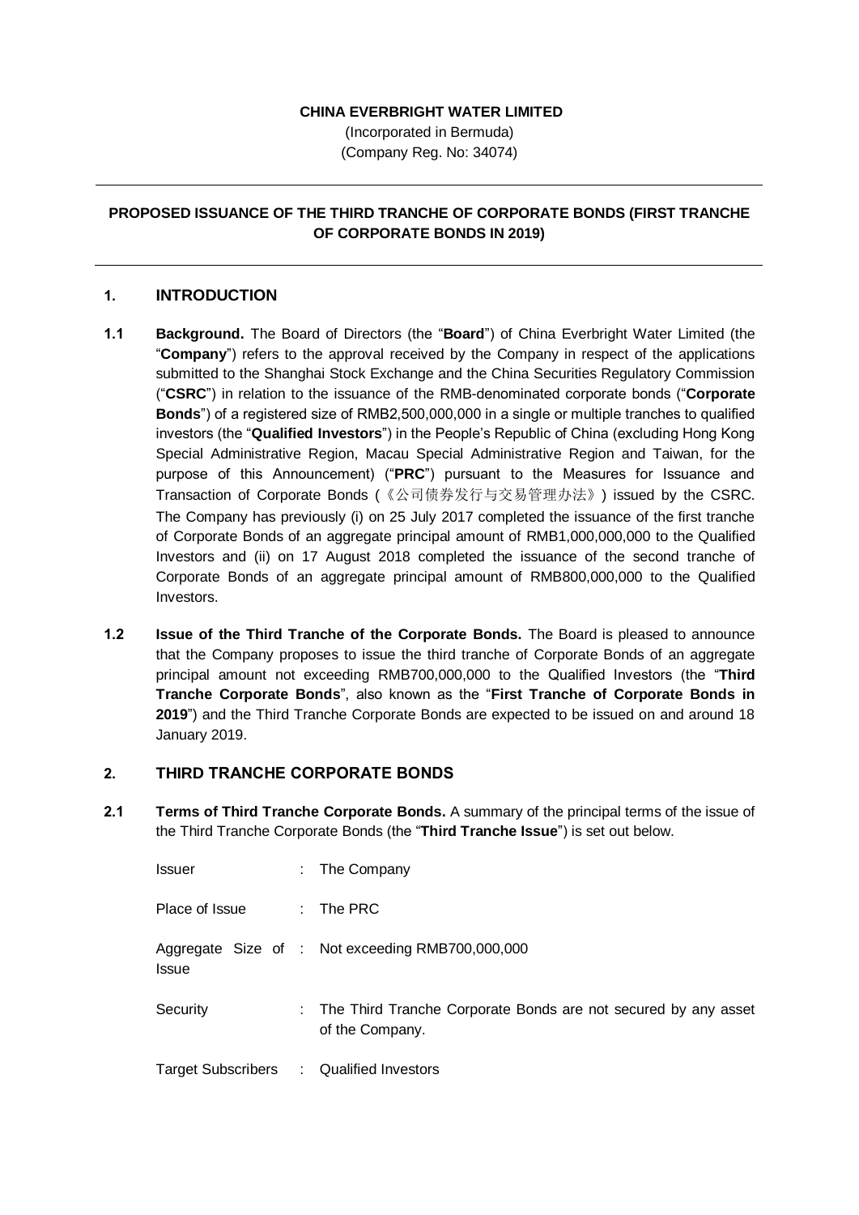**CHINA EVERBRIGHT WATER LIMITED**

(Incorporated in Bermuda)
(Company Reg. No: 34074)

---

**PROPOSED ISSUANCE OF THE THIRD TRANCHE OF CORPORATE BONDS (FIRST TRANCHE OF CORPORATE BONDS IN 2019)**

---

## 1. INTRODUCTION

**1.1 Background.** The Board of Directors (the "**Board**") of China Everbright Water Limited (the "**Company**") refers to the approval received by the Company in respect of the applications submitted to the Shanghai Stock Exchange and the China Securities Regulatory Commission ("**CSRC**") in relation to the issuance of the RMB-denominated corporate bonds ("**Corporate Bonds**") of a registered size of RMB2,500,000,000 in a single or multiple tranches to qualified investors (the "**Qualified Investors**") in the People's Republic of China (excluding Hong Kong Special Administrative Region, Macau Special Administrative Region and Taiwan, for the purpose of this Announcement) ("**PRC**") pursuant to the Measures for Issuance and Transaction of Corporate Bonds (《公司债券发行与交易管理办法》) issued by the CSRC. The Company has previously (i) on 25 July 2017 completed the issuance of the first tranche of Corporate Bonds of an aggregate principal amount of RMB1,000,000,000 to the Qualified Investors and (ii) on 17 August 2018 completed the issuance of the second tranche of Corporate Bonds of an aggregate principal amount of RMB800,000,000 to the Qualified Investors.

**1.2 Issue of the Third Tranche of the Corporate Bonds.** The Board is pleased to announce that the Company proposes to issue the third tranche of Corporate Bonds of an aggregate principal amount not exceeding RMB700,000,000 to the Qualified Investors (the "**Third Tranche Corporate Bonds**", also known as the "**First Tranche of Corporate Bonds in 2019**") and the Third Tranche Corporate Bonds are expected to be issued on and around 18 January 2019.

## 2. THIRD TRANCHE CORPORATE BONDS

**2.1 Terms of Third Tranche Corporate Bonds.** A summary of the principal terms of the issue of the Third Tranche Corporate Bonds (the "**Third Tranche Issue**") is set out below.

| | | |
|---|---|---|
| Issuer | : | The Company |
| Place of Issue | : | The PRC |
| Aggregate Size of Issue | : | Not exceeding RMB700,000,000 |
| Security | : | The Third Tranche Corporate Bonds are not secured by any asset of the Company. |
| Target Subscribers | : | Qualified Investors |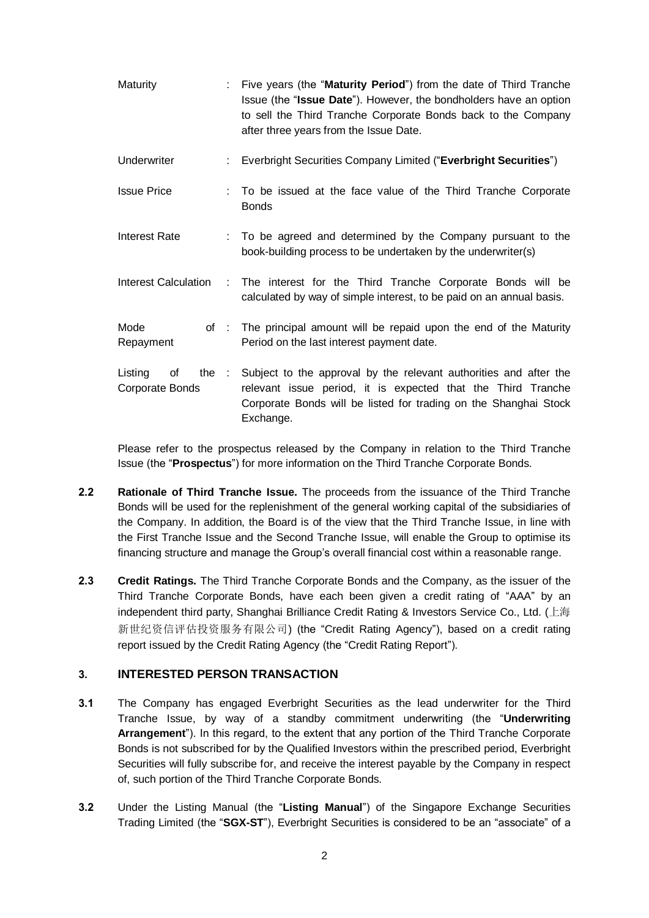| | | |
|---|---|---|
| Maturity | : | Five years (the "**Maturity Period**") from the date of Third Tranche Issue (the "**Issue Date**"). However, the bondholders have an option to sell the Third Tranche Corporate Bonds back to the Company after three years from the Issue Date. |
| Underwriter | : | Everbright Securities Company Limited ("**Everbright Securities**") |
| Issue Price | : | To be issued at the face value of the Third Tranche Corporate Bonds |
| Interest Rate | : | To be agreed and determined by the Company pursuant to the book-building process to be undertaken by the underwriter(s) |
| Interest Calculation | : | The interest for the Third Tranche Corporate Bonds will be calculated by way of simple interest, to be paid on an annual basis. |
| Mode of Repayment | : | The principal amount will be repaid upon the end of the Maturity Period on the last interest payment date. |
| Listing of the Corporate Bonds | : | Subject to the approval by the relevant authorities and after the relevant issue period, it is expected that the Third Tranche Corporate Bonds will be listed for trading on the Shanghai Stock Exchange. |

Please refer to the prospectus released by the Company in relation to the Third Tranche Issue (the "**Prospectus**") for more information on the Third Tranche Corporate Bonds.

**2.2** **Rationale of Third Tranche Issue.** The proceeds from the issuance of the Third Tranche Bonds will be used for the replenishment of the general working capital of the subsidiaries of the Company. In addition, the Board is of the view that the Third Tranche Issue, in line with the First Tranche Issue and the Second Tranche Issue, will enable the Group to optimise its financing structure and manage the Group's overall financial cost within a reasonable range.

**2.3** **Credit Ratings.** The Third Tranche Corporate Bonds and the Company, as the issuer of the Third Tranche Corporate Bonds, have each been given a credit rating of "AAA" by an independent third party, Shanghai Brilliance Credit Rating & Investors Service Co., Ltd. (上海新世纪资信评估投资服务有限公司) (the "Credit Rating Agency"), based on a credit rating report issued by the Credit Rating Agency (the "Credit Rating Report").

## 3. INTERESTED PERSON TRANSACTION

**3.1** The Company has engaged Everbright Securities as the lead underwriter for the Third Tranche Issue, by way of a standby commitment underwriting (the "**Underwriting Arrangement**"). In this regard, to the extent that any portion of the Third Tranche Corporate Bonds is not subscribed for by the Qualified Investors within the prescribed period, Everbright Securities will fully subscribe for, and receive the interest payable by the Company in respect of, such portion of the Third Tranche Corporate Bonds.

**3.2** Under the Listing Manual (the "**Listing Manual**") of the Singapore Exchange Securities Trading Limited (the "**SGX-ST**"), Everbright Securities is considered to be an "associate" of a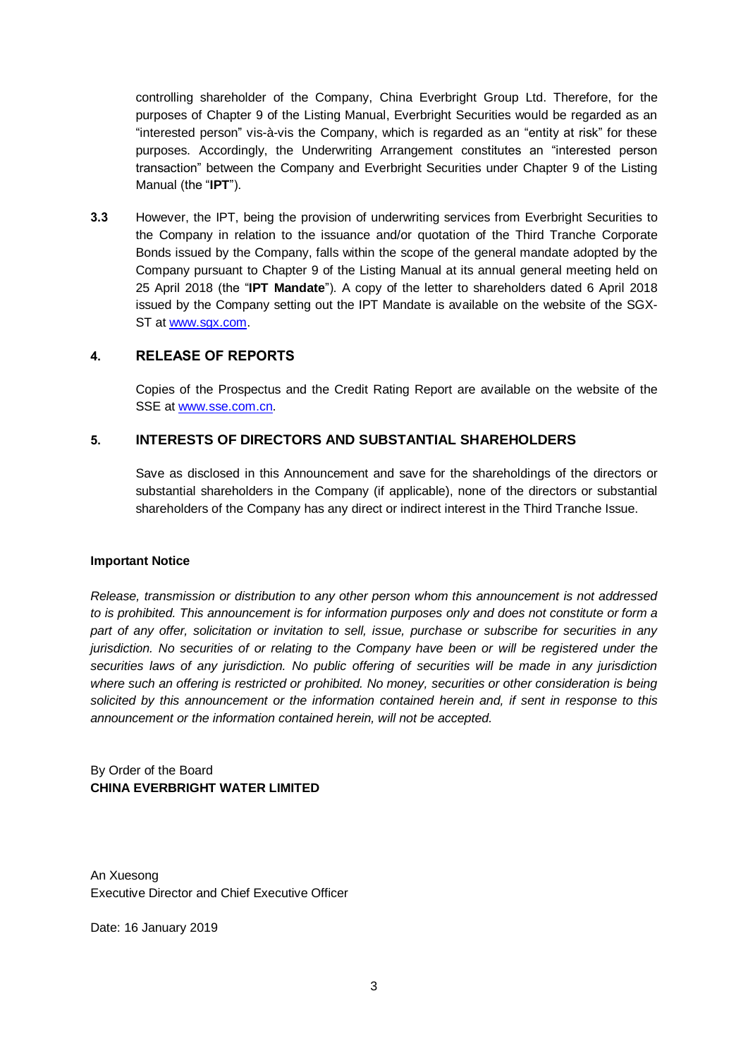controlling shareholder of the Company, China Everbright Group Ltd. Therefore, for the purposes of Chapter 9 of the Listing Manual, Everbright Securities would be regarded as an "interested person" vis-à-vis the Company, which is regarded as an "entity at risk" for these purposes. Accordingly, the Underwriting Arrangement constitutes an "interested person transaction" between the Company and Everbright Securities under Chapter 9 of the Listing Manual (the "**IPT**").

**3.3** However, the IPT, being the provision of underwriting services from Everbright Securities to the Company in relation to the issuance and/or quotation of the Third Tranche Corporate Bonds issued by the Company, falls within the scope of the general mandate adopted by the Company pursuant to Chapter 9 of the Listing Manual at its annual general meeting held on 25 April 2018 (the "**IPT Mandate**"). A copy of the letter to shareholders dated 6 April 2018 issued by the Company setting out the IPT Mandate is available on the website of the SGX-ST at www.sgx.com.

## 4. RELEASE OF REPORTS

Copies of the Prospectus and the Credit Rating Report are available on the website of the SSE at www.sse.com.cn.

## 5. INTERESTS OF DIRECTORS AND SUBSTANTIAL SHAREHOLDERS

Save as disclosed in this Announcement and save for the shareholdings of the directors or substantial shareholders in the Company (if applicable), none of the directors or substantial shareholders of the Company has any direct or indirect interest in the Third Tranche Issue.

**Important Notice**

*Release, transmission or distribution to any other person whom this announcement is not addressed to is prohibited. This announcement is for information purposes only and does not constitute or form a part of any offer, solicitation or invitation to sell, issue, purchase or subscribe for securities in any jurisdiction. No securities of or relating to the Company have been or will be registered under the securities laws of any jurisdiction. No public offering of securities will be made in any jurisdiction where such an offering is restricted or prohibited. No money, securities or other consideration is being solicited by this announcement or the information contained herein and, if sent in response to this announcement or the information contained herein, will not be accepted.*

By Order of the Board
**CHINA EVERBRIGHT WATER LIMITED**

An Xuesong
Executive Director and Chief Executive Officer

Date: 16 January 2019